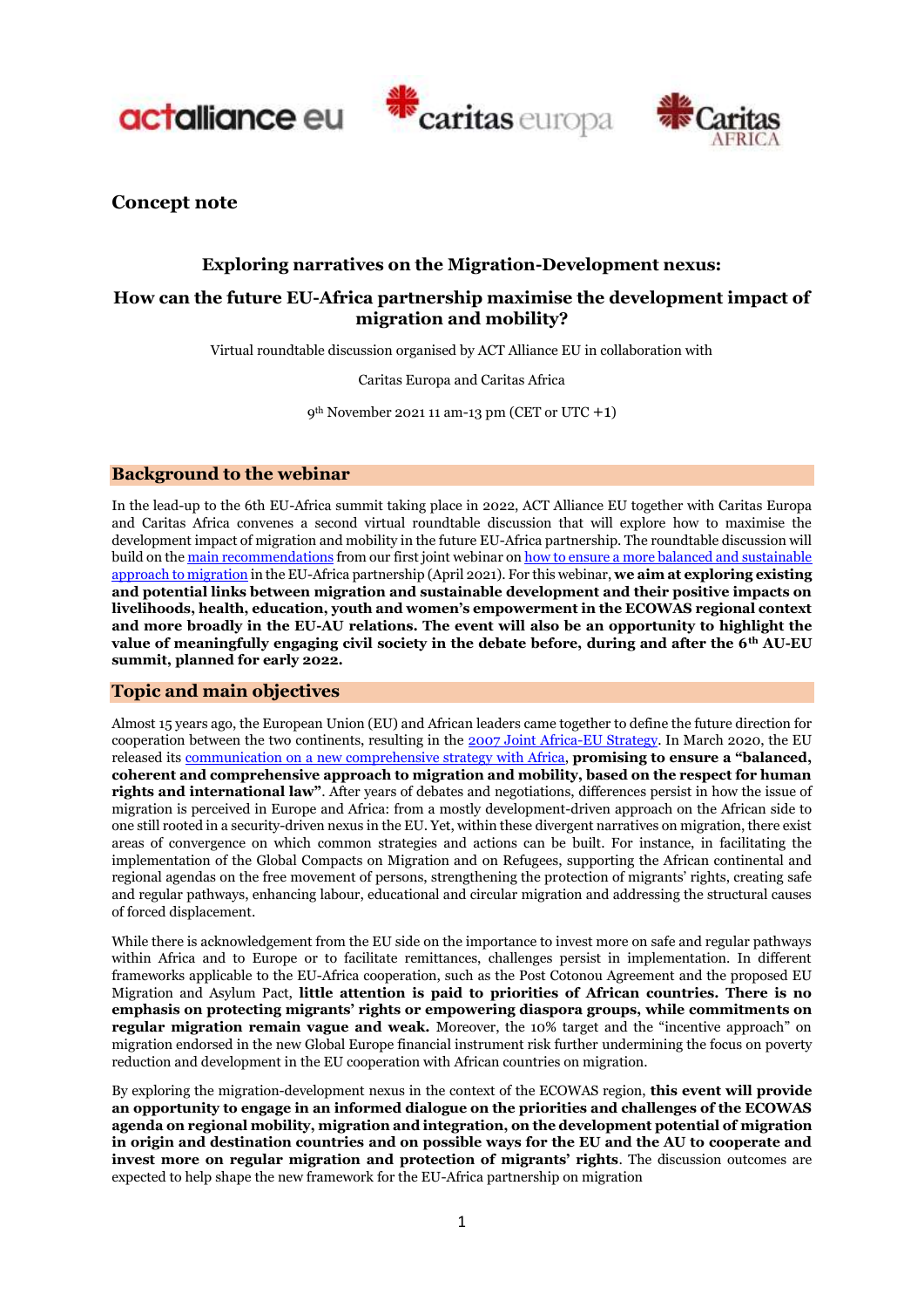# Concept note

## Exploring narratives on the Migration-Development nexus:

## How can the future EU-Africa partnership maximise the development impact of migration and mobility?

Virtual roundtable discussion organised by ACT Alliance EU in collaboration with

Caritas Europa and Caritas Africa

9th November 2021 11 am-13 pm (CET or UTC +1)

## Background to the webinar

In the lead-up to the 6th EU-Africa summit taking place in 2022, ACT Alliance EU together with Caritas Europa and Caritas Africa convenes a second virtual roundtable discussion that will explore how to maximise the development impact of migration and mobility in the future EU-Africa partnership. The roundtable discussion will build on the main recommendations from our first joint webinar on how to ensure a more balanced and sustainable approach to migration in the EU-Africa partnership (April 2021). For this webinar, **we aim at exploring existing and potential links between migration and sustainable development and their positive impacts on livelihoods, health, education, youth and women's empowerment in the ECOWAS regional context and more broadly in the EU-AU relations. The event will also be an opportunity to highlight the value of meaningfully engaging civil society in the debate before, during and after the 6th AU-EU summit, planned for early 2022.**

## Topic and main objectives

Almost 15 years ago, the European Union (EU) and African leaders came together to define the future direction for cooperation between the two continents, resulting in the 2007 Joint Africa-EU Strategy. In March 2020, the EU released its communication on a new comprehensive strategy with Africa, **promising to ensure a "balanced, coherent and comprehensive approach to migration and mobility, based on the respect for human rights and international law"**. After years of debates and negotiations, differences persist in how the issue of migration is perceived in Europe and Africa: from a mostly development-driven approach on the African side to one still rooted in a security-driven nexus in the EU. Yet, within these divergent narratives on migration, there exist areas of convergence on which common strategies and actions can be built. For instance, in facilitating the implementation of the Global Compacts on Migration and on Refugees, supporting the African continental and regional agendas on the free movement of persons, strengthening the protection of migrants' rights, creating safe and regular pathways, enhancing labour, educational and circular migration and addressing the structural causes of forced displacement.

While there is acknowledgement from the EU side on the importance to invest more on safe and regular pathways within Africa and to Europe or to facilitate remittances, challenges persist in implementation. In different frameworks applicable to the EU-Africa cooperation, such as the Post Cotonou Agreement and the proposed EU Migration and Asylum Pact, **little attention is paid to priorities of African countries. There is no emphasis on protecting migrants' rights or empowering diaspora groups, while commitments on regular migration remain vague and weak.** Moreover, the 10% target and the "incentive approach" on migration endorsed in the new Global Europe financial instrument risk further undermining the focus on poverty reduction and development in the EU cooperation with African countries on migration.

By exploring the migration-development nexus in the context of the ECOWAS region, **this event will provide an opportunity to engage in an informed dialogue on the priorities and challenges of the ECOWAS agenda on regional mobility, migration and integration, on the development potential of migration in origin and destination countries and on possible ways for the EU and the AU to cooperate and invest more on regular migration and protection of migrants' rights**. The discussion outcomes are expected to help shape the new framework for the EU-Africa partnership on migration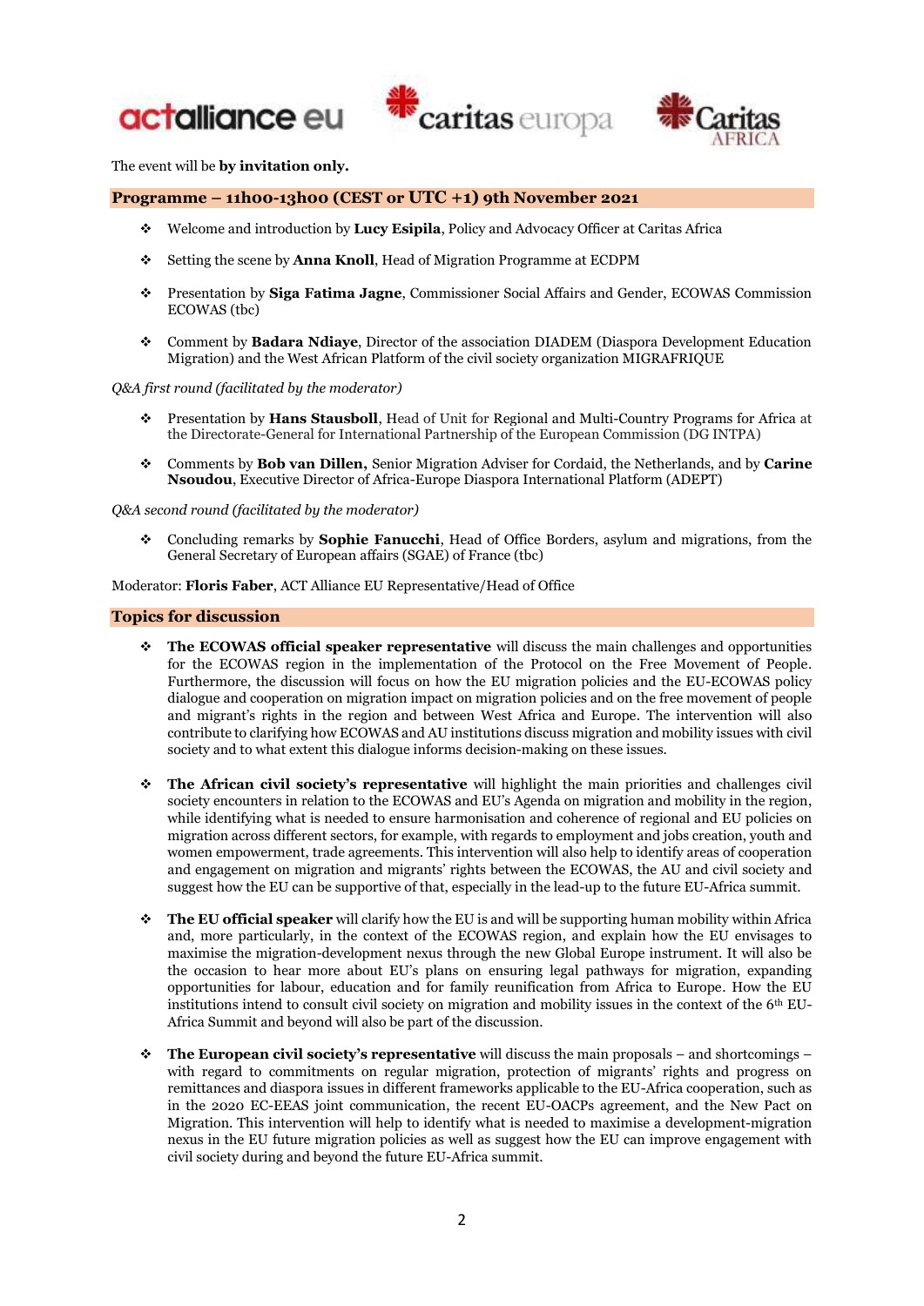The event will be **by invitation only.**

## Programme – 11h00-13h00 (CEST or UTC +1) 9th November 2021

- Welcome and introduction by **Lucy Esipila**, Policy and Advocacy Officer at Caritas Africa
- Setting the scene by **Anna Knoll**, Head of Migration Programme at ECDPM
- Presentation by **Siga Fatima Jagne**, Commissioner Social Affairs and Gender, ECOWAS Commission ECOWAS (tbc)
- Comment by **Badara Ndiaye**, Director of the association DIADEM (Diaspora Development Education Migration) and the West African Platform of the civil society organization MIGRAFRIQUE

*Q&A first round (facilitated by the moderator)*

- Presentation by **Hans Stausboll**, Head of Unit for Regional and Multi-Country Programs for Africa at the Directorate-General for International Partnership of the European Commission (DG INTPA)
- Comments by **Bob van Dillen,** Senior Migration Adviser for Cordaid, the Netherlands, and by **Carine Nsoudou**, Executive Director of Africa-Europe Diaspora International Platform (ADEPT)

*Q&A second round (facilitated by the moderator)*

- Concluding remarks by **Sophie Fanucchi**, Head of Office Borders, asylum and migrations, from the General Secretary of European affairs (SGAE) of France (tbc)

Moderator: **Floris Faber**, ACT Alliance EU Representative/Head of Office

## Topics for discussion

- **The ECOWAS official speaker representative** will discuss the main challenges and opportunities for the ECOWAS region in the implementation of the Protocol on the Free Movement of People. Furthermore, the discussion will focus on how the EU migration policies and the EU-ECOWAS policy dialogue and cooperation on migration impact on migration policies and on the free movement of people and migrant's rights in the region and between West Africa and Europe. The intervention will also contribute to clarifying how ECOWAS and AU institutions discuss migration and mobility issues with civil society and to what extent this dialogue informs decision-making on these issues.

- **The African civil society's representative** will highlight the main priorities and challenges civil society encounters in relation to the ECOWAS and EU's Agenda on migration and mobility in the region, while identifying what is needed to ensure harmonisation and coherence of regional and EU policies on migration across different sectors, for example, with regards to employment and jobs creation, youth and women empowerment, trade agreements. This intervention will also help to identify areas of cooperation and engagement on migration and migrants' rights between the ECOWAS, the AU and civil society and suggest how the EU can be supportive of that, especially in the lead-up to the future EU-Africa summit.

- **The EU official speaker** will clarify how the EU is and will be supporting human mobility within Africa and, more particularly, in the context of the ECOWAS region, and explain how the EU envisages to maximise the migration-development nexus through the new Global Europe instrument. It will also be the occasion to hear more about EU's plans on ensuring legal pathways for migration, expanding opportunities for labour, education and for family reunification from Africa to Europe. How the EU institutions intend to consult civil society on migration and mobility issues in the context of the 6th EU-Africa Summit and beyond will also be part of the discussion.

- **The European civil society's representative** will discuss the main proposals – and shortcomings – with regard to commitments on regular migration, protection of migrants' rights and progress on remittances and diaspora issues in different frameworks applicable to the EU-Africa cooperation, such as in the 2020 EC-EEAS joint communication, the recent EU-OACPs agreement, and the New Pact on Migration. This intervention will help to identify what is needed to maximise a development-migration nexus in the EU future migration policies as well as suggest how the EU can improve engagement with civil society during and beyond the future EU-Africa summit.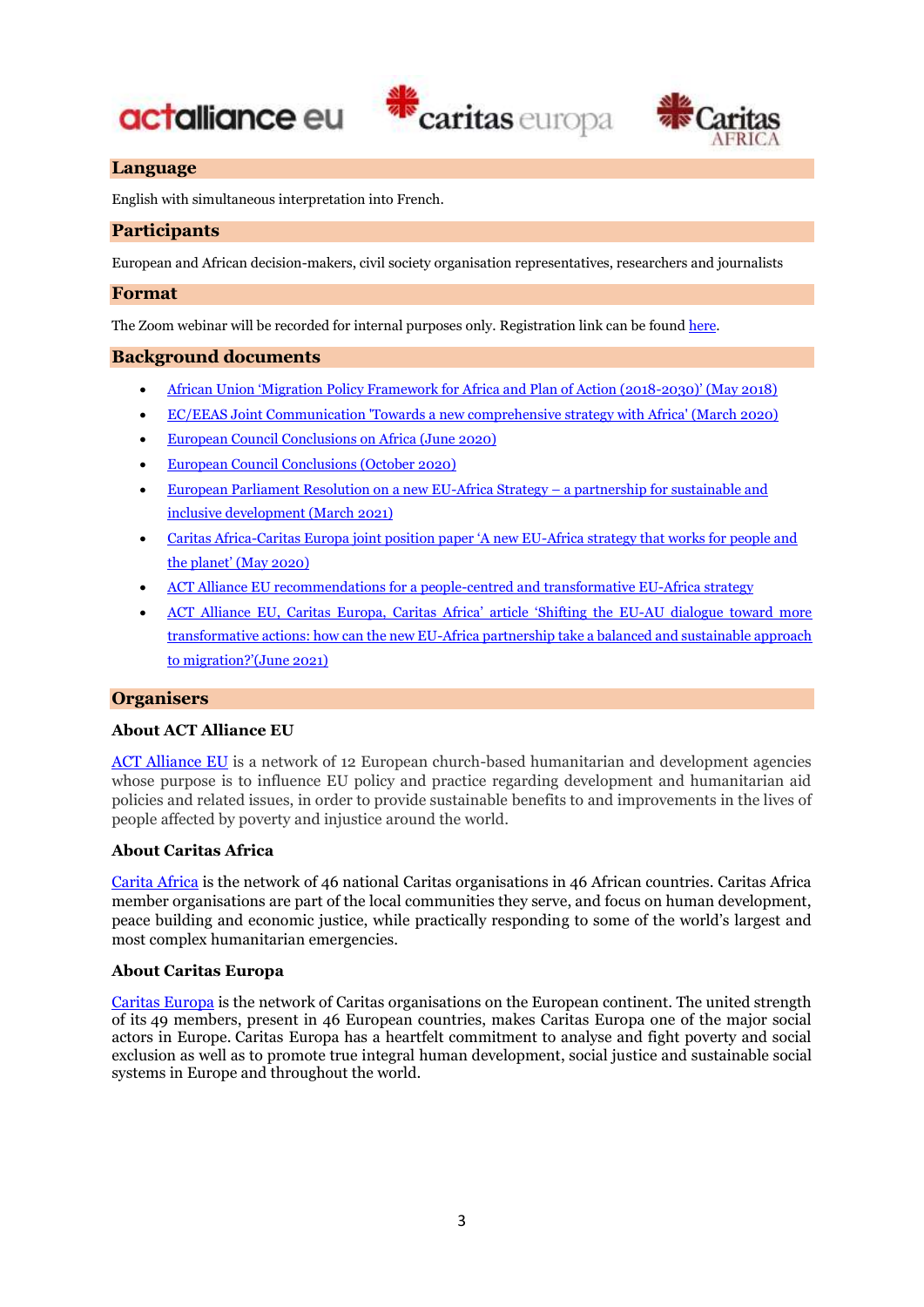## Language

English with simultaneous interpretation into French.

## Participants

European and African decision-makers, civil society organisation representatives, researchers and journalists

## Format

The Zoom webinar will be recorded for internal purposes only. Registration link can be found here.

## Background documents

- African Union 'Migration Policy Framework for Africa and Plan of Action (2018-2030)' (May 2018)
- EC/EEAS Joint Communication 'Towards a new comprehensive strategy with Africa' (March 2020)
- European Council Conclusions on Africa (June 2020)
- European Council Conclusions (October 2020)
- European Parliament Resolution on a new EU-Africa Strategy – a partnership for sustainable and inclusive development (March 2021)
- Caritas Africa-Caritas Europa joint position paper 'A new EU-Africa strategy that works for people and the planet' (May 2020)
- ACT Alliance EU recommendations for a people-centred and transformative EU-Africa strategy
- ACT Alliance EU, Caritas Europa, Caritas Africa' article 'Shifting the EU-AU dialogue toward more transformative actions: how can the new EU-Africa partnership take a balanced and sustainable approach to migration?'(June 2021)

## Organisers

### About ACT Alliance EU

ACT Alliance EU is a network of 12 European church-based humanitarian and development agencies whose purpose is to influence EU policy and practice regarding development and humanitarian aid policies and related issues, in order to provide sustainable benefits to and improvements in the lives of people affected by poverty and injustice around the world.

### About Caritas Africa

Carita Africa is the network of 46 national Caritas organisations in 46 African countries. Caritas Africa member organisations are part of the local communities they serve, and focus on human development, peace building and economic justice, while practically responding to some of the world's largest and most complex humanitarian emergencies.

### About Caritas Europa

Caritas Europa is the network of Caritas organisations on the European continent. The united strength of its 49 members, present in 46 European countries, makes Caritas Europa one of the major social actors in Europe. Caritas Europa has a heartfelt commitment to analyse and fight poverty and social exclusion as well as to promote true integral human development, social justice and sustainable social systems in Europe and throughout the world.